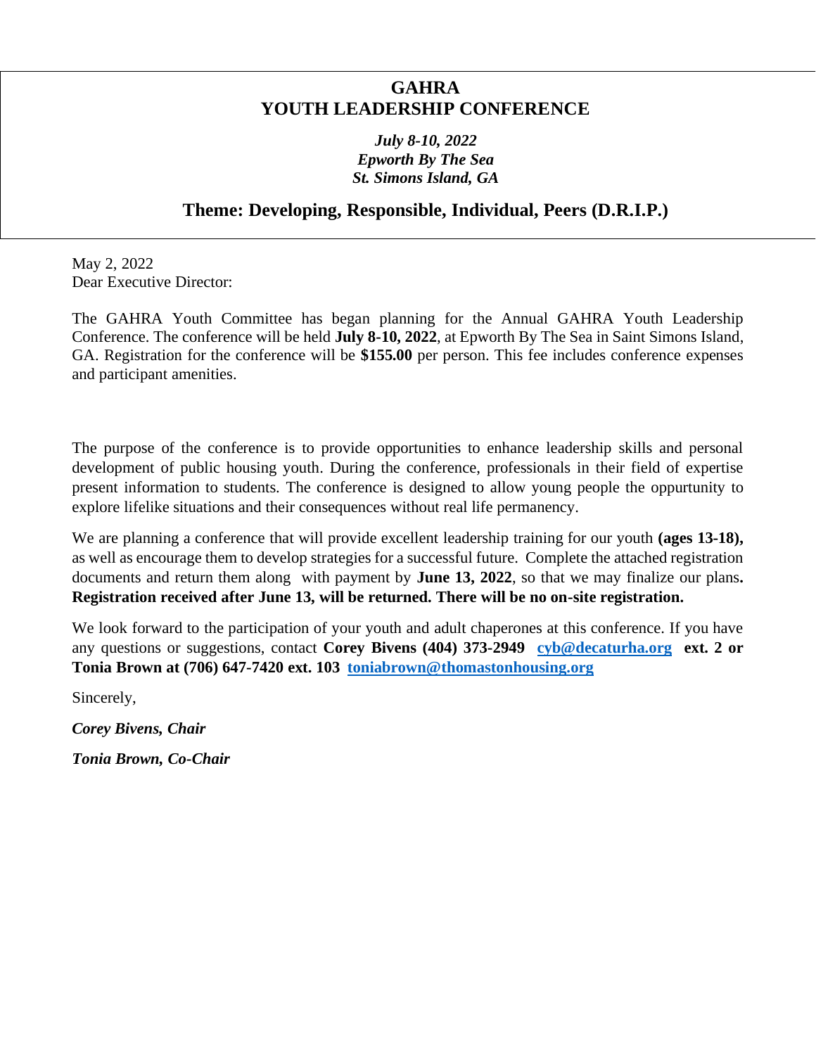# GAHRA
# YOUTH LEADERSHIP CONFERENCE

***July 8-10, 2022***
***Epworth By The Sea***
***St. Simons Island, GA***

## Theme: Developing, Responsible, Individual, Peers (D.R.I.P.)

May 2, 2022
Dear Executive Director:

The GAHRA Youth Committee has began planning for the Annual GAHRA Youth Leadership Conference. The conference will be held **July 8-10, 2022**, at Epworth By The Sea in Saint Simons Island, GA. Registration for the conference will be **$155.00** per person. This fee includes conference expenses and participant amenities.

The purpose of the conference is to provide opportunities to enhance leadership skills and personal development of public housing youth. During the conference, professionals in their field of expertise present information to students. The conference is designed to allow young people the oppurtunity to explore lifelike situations and their consequences without real life permanency.

We are planning a conference that will provide excellent leadership training for our youth **(ages 13-18),** as well as encourage them to develop strategies for a successful future. Complete the attached registration documents and return them along with payment by **June 13, 2022**, so that we may finalize our plans**. Registration received after June 13, will be returned. There will be no on-site registration.**

We look forward to the participation of your youth and adult chaperones at this conference. If you have any questions or suggestions, contact **Corey Bivens (404) 373-2949 [cyb@decaturha.org](mailto:cyb@decaturha.org) ext. 2 or Tonia Brown at (706) 647-7420 ext. 103 [toniabrown@thomastonhousing.org](mailto:toniabrown@thomastonhousing.org)**

Sincerely,

***Corey Bivens, Chair***

***Tonia Brown, Co-Chair***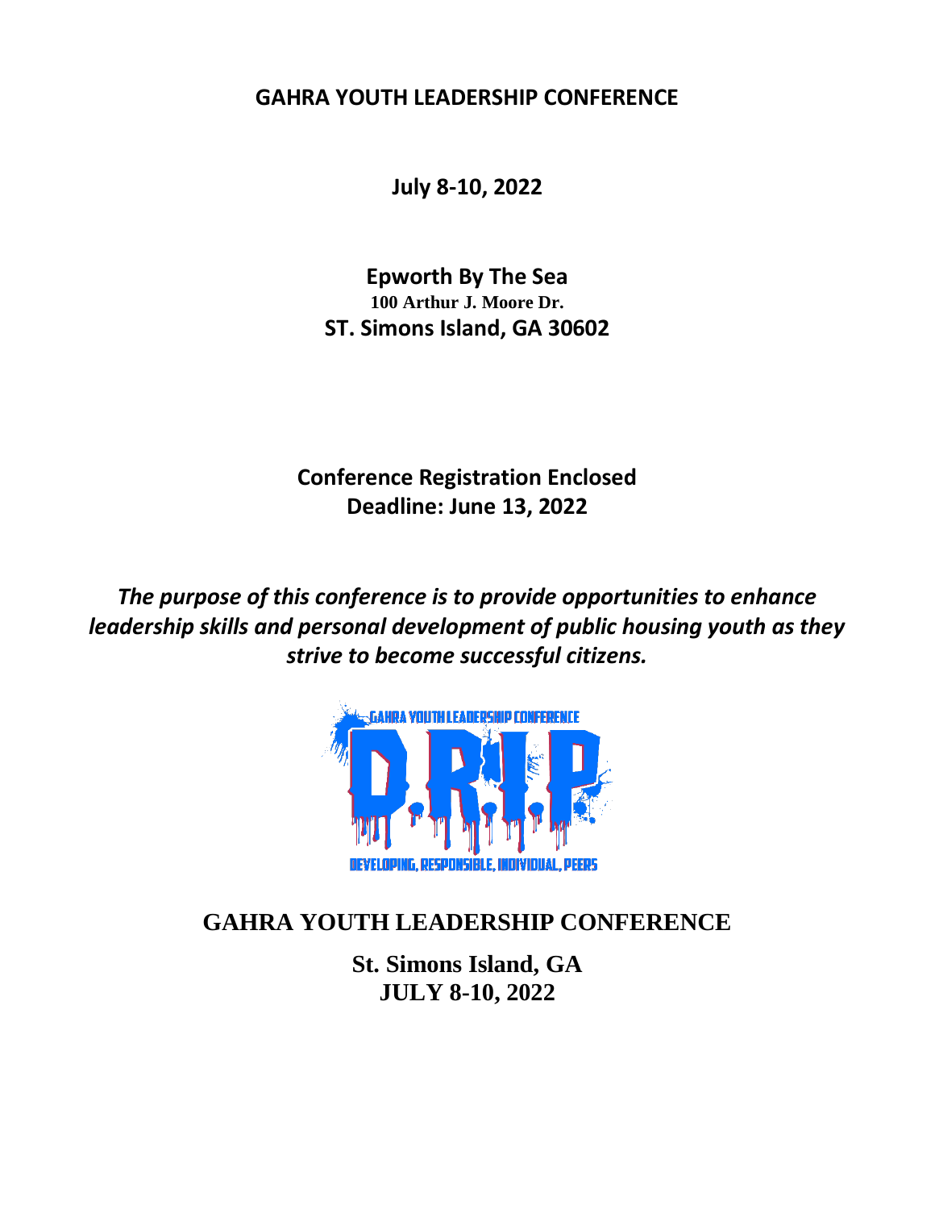# GAHRA YOUTH LEADERSHIP CONFERENCE

**July 8-10, 2022**

**Epworth By The Sea**
**100 Arthur J. Moore Dr.**
**ST. Simons Island, GA 30602**

**Conference Registration Enclosed**
**Deadline: June 13, 2022**

***The purpose of this conference is to provide opportunities to enhance leadership skills and personal development of public housing youth as they strive to become successful citizens.***

GAHRA YOUTH LEADERSHIP CONFERENCE

D.R.I.P.

DEVELOPING, RESPONSIBLE, INDIVIDUAL, PEERS

## GAHRA YOUTH LEADERSHIP CONFERENCE

**St. Simons Island, GA**
**JULY 8-10, 2022**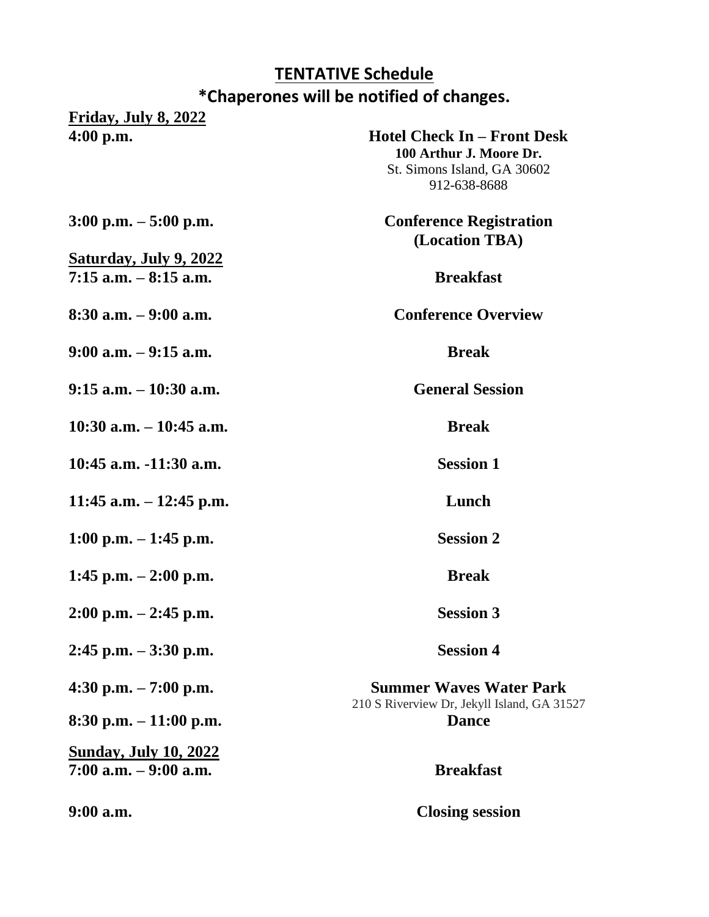## TENTATIVE Schedule

### *Chaperones will be notified of changes.

**Friday, July 8, 2022**

| | |
|---|---|
| **4:00 p.m.** | **Hotel Check In – Front Desk**<br>**100 Arthur J. Moore Dr.**<br>St. Simons Island, GA 30602<br>912-638-8688 |
| **3:00 p.m. – 5:00 p.m.** | **Conference Registration (Location TBA)** |

**Saturday, July 9, 2022**

| | |
|---|---|
| **7:15 a.m. – 8:15 a.m.** | **Breakfast** |
| **8:30 a.m. – 9:00 a.m.** | **Conference Overview** |
| **9:00 a.m. – 9:15 a.m.** | **Break** |
| **9:15 a.m. – 10:30 a.m.** | **General Session** |
| **10:30 a.m. – 10:45 a.m.** | **Break** |
| **10:45 a.m. -11:30 a.m.** | **Session 1** |
| **11:45 a.m. – 12:45 p.m.** | **Lunch** |
| **1:00 p.m. – 1:45 p.m.** | **Session 2** |
| **1:45 p.m. – 2:00 p.m.** | **Break** |
| **2:00 p.m. – 2:45 p.m.** | **Session 3** |
| **2:45 p.m. – 3:30 p.m.** | **Session 4** |
| **4:30 p.m. – 7:00 p.m.** | **Summer Waves Water Park**<br>210 S Riverview Dr, Jekyll Island, GA 31527 |
| **8:30 p.m. – 11:00 p.m.** | **Dance** |

**Sunday, July 10, 2022**

| | |
|---|---|
| **7:00 a.m. – 9:00 a.m.** | **Breakfast** |
| **9:00 a.m.** | **Closing session** |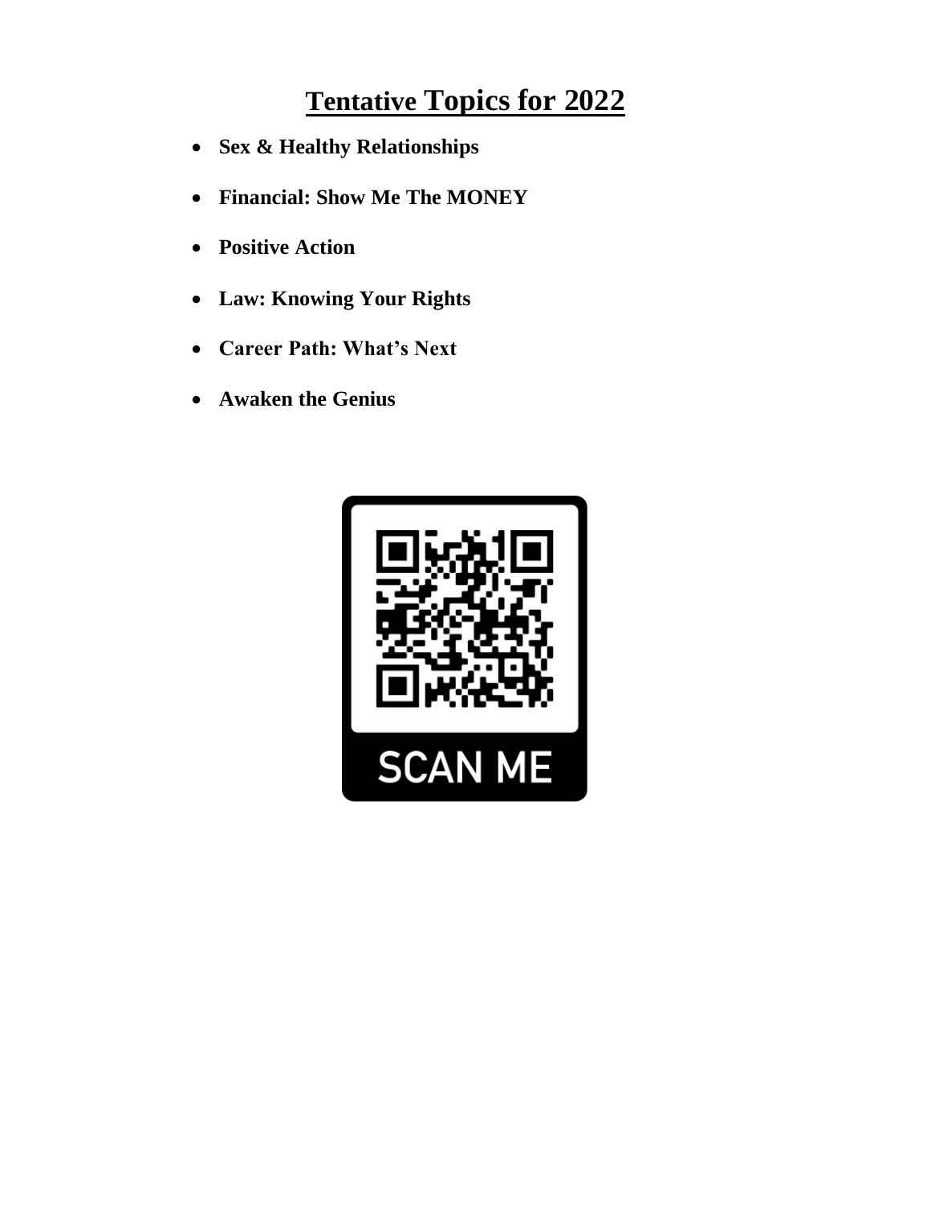# Tentative Topics for 2022

- **Sex & Healthy Relationships**
- **Financial: Show Me The MONEY**
- **Positive Action**
- **Law: Knowing Your Rights**
- **Career Path: What's Next**
- **Awaken the Genius**

SCAN ME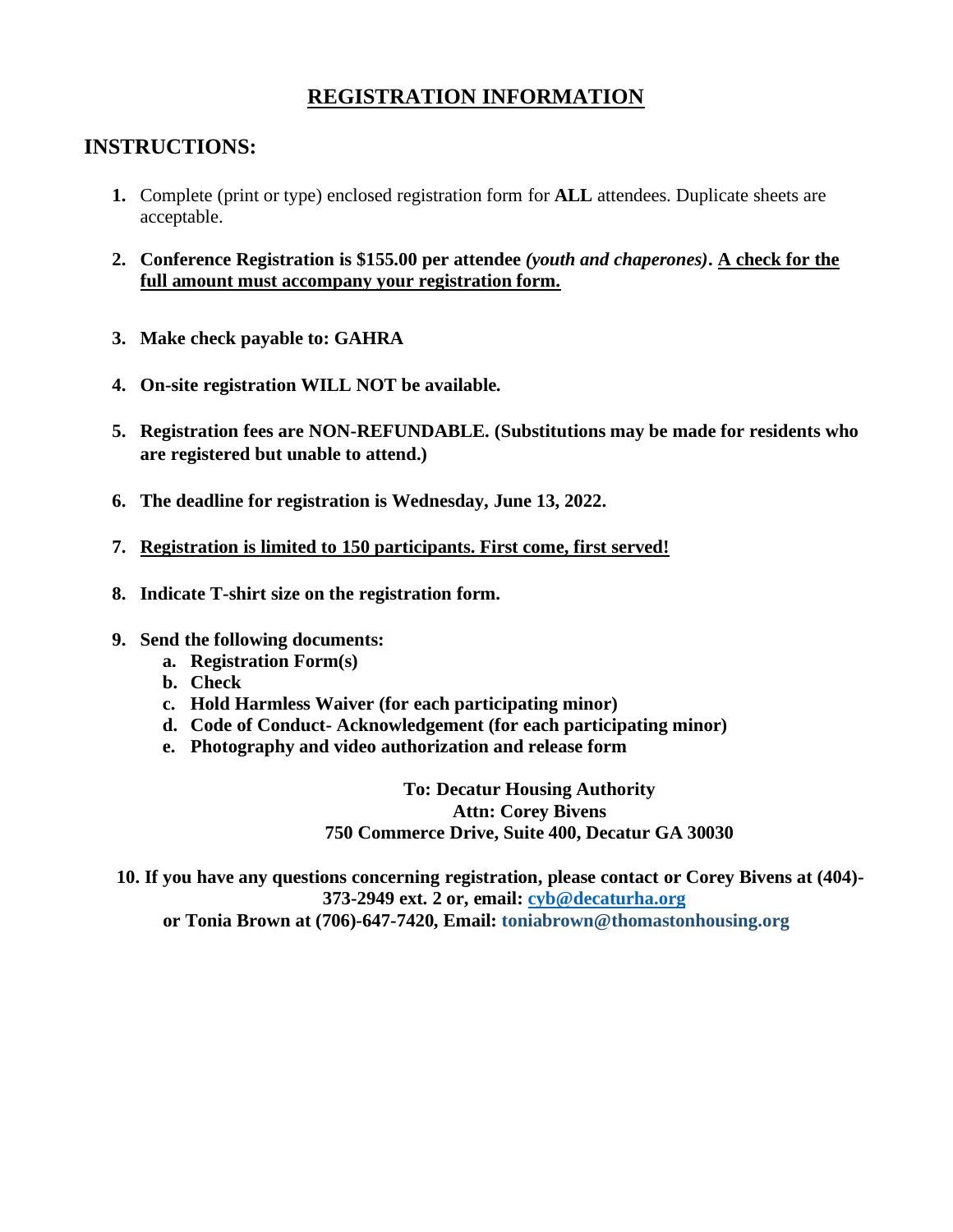# REGISTRATION INFORMATION

## INSTRUCTIONS:

1. Complete (print or type) enclosed registration form for **ALL** attendees. Duplicate sheets are acceptable.

2. **Conference Registration is $155.00 per attendee *(youth and chaperones)*. <u>A check for the full amount must accompany your registration form.</u>**

3. **Make check payable to: GAHRA**

4. **On-site registration WILL NOT be available.**

5. **Registration fees are NON-REFUNDABLE. (Substitutions may be made for residents who are registered but unable to attend.)**

6. **The deadline for registration is Wednesday, June 13, 2022.**

7. **<u>Registration is limited to 150 participants. First come, first served!</u>**

8. **Indicate T-shirt size on the registration form.**

9. **Send the following documents:**
   a. **Registration Form(s)**
   b. **Check**
   c. **Hold Harmless Waiver (for each participating minor)**
   d. **Code of Conduct- Acknowledgement (for each participating minor)**
   e. **Photography and video authorization and release form**

**To: Decatur Housing Authority**
**Attn: Corey Bivens**
**750 Commerce Drive, Suite 400, Decatur GA 30030**

10. **If you have any questions concerning registration, please contact or Corey Bivens at (404)-373-2949 ext. 2 or, email: cyb@decaturha.org or Tonia Brown at (706)-647-7420, Email: toniabrown@thomastonhousing.org**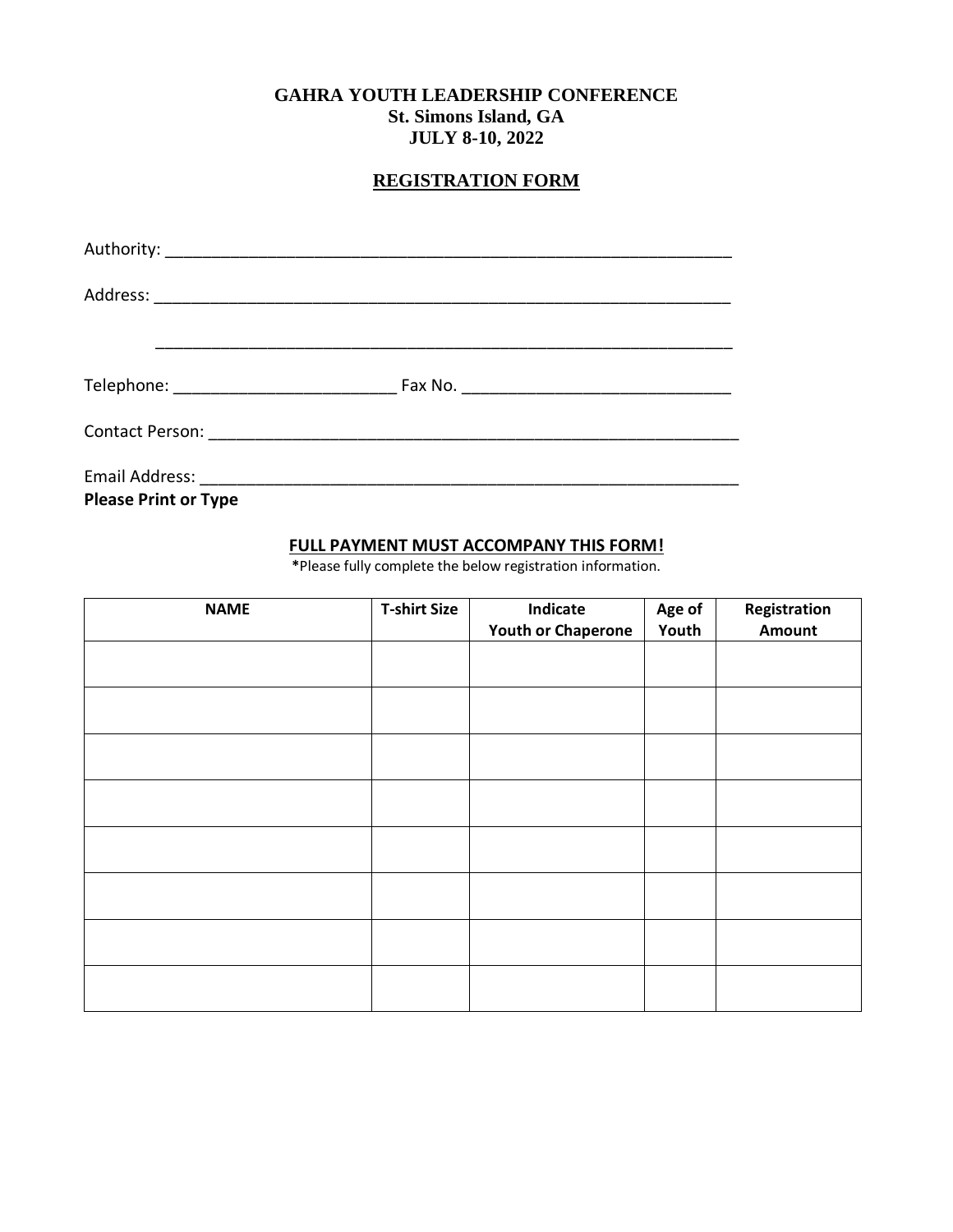**GAHRA YOUTH LEADERSHIP CONFERENCE**
**St. Simons Island, GA**
**JULY 8-10, 2022**

## REGISTRATION FORM

Authority: _______________________________________________________________

Address: _________________________________________________________________

_________________________________________________________________

Telephone: ________________________ Fax No. _____________________________

Contact Person: ____________________________________________________________

Email Address: ____________________________________________________________

**Please Print or Type**

**FULL PAYMENT MUST ACCOMPANY THIS FORM!**

*Please fully complete the below registration information.

| NAME | T-shirt Size | Indicate Youth or Chaperone | Age of Youth | Registration Amount |
|---|---|---|---|---|
| | | | | |
| | | | | |
| | | | | |
| | | | | |
| | | | | |
| | | | | |
| | | | | |
| | | | | |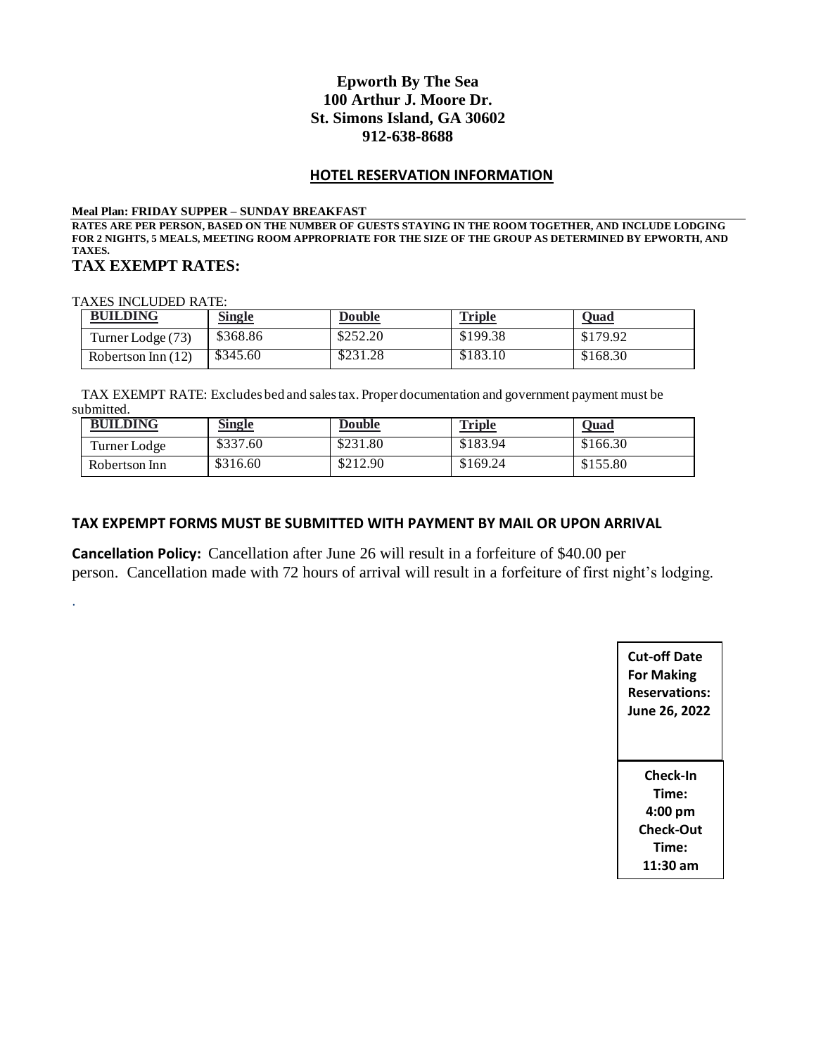# Epworth By The Sea
# 100 Arthur J. Moore Dr.
# St. Simons Island, GA 30602
# 912-638-8688

## HOTEL RESERVATION INFORMATION

**Meal Plan: FRIDAY SUPPER – SUNDAY BREAKFAST**

**RATES ARE PER PERSON, BASED ON THE NUMBER OF GUESTS STAYING IN THE ROOM TOGETHER, AND INCLUDE LODGING FOR 2 NIGHTS, 5 MEALS, MEETING ROOM APPROPRIATE FOR THE SIZE OF THE GROUP AS DETERMINED BY EPWORTH, AND TAXES.**

## TAX EXEMPT RATES:

TAXES INCLUDED RATE:

| BUILDING | Single | Double | Triple | Quad |
|---|---|---|---|---|
| Turner Lodge (73) | $368.86 | $252.20 | $199.38 | $179.92 |
| Robertson Inn (12) | $345.60 | $231.28 | $183.10 | $168.30 |

TAX EXEMPT RATE: Excludes bed and sales tax. Proper documentation and government payment must be submitted.

| BUILDING | Single | Double | Triple | Quad |
|---|---|---|---|---|
| Turner Lodge | $337.60 | $231.80 | $183.94 | $166.30 |
| Robertson Inn | $316.60 | $212.90 | $169.24 | $155.80 |

**TAX EXPEMPT FORMS MUST BE SUBMITTED WITH PAYMENT BY MAIL OR UPON ARRIVAL**

**Cancellation Policy:** Cancellation after June 26 will result in a forfeiture of $40.00 per person. Cancellation made with 72 hours of arrival will result in a forfeiture of first night's lodging.

.

**Cut-off Date For Making Reservations: June 26, 2022**

**Check-In Time: 4:00 pm**
**Check-Out Time: 11:30 am**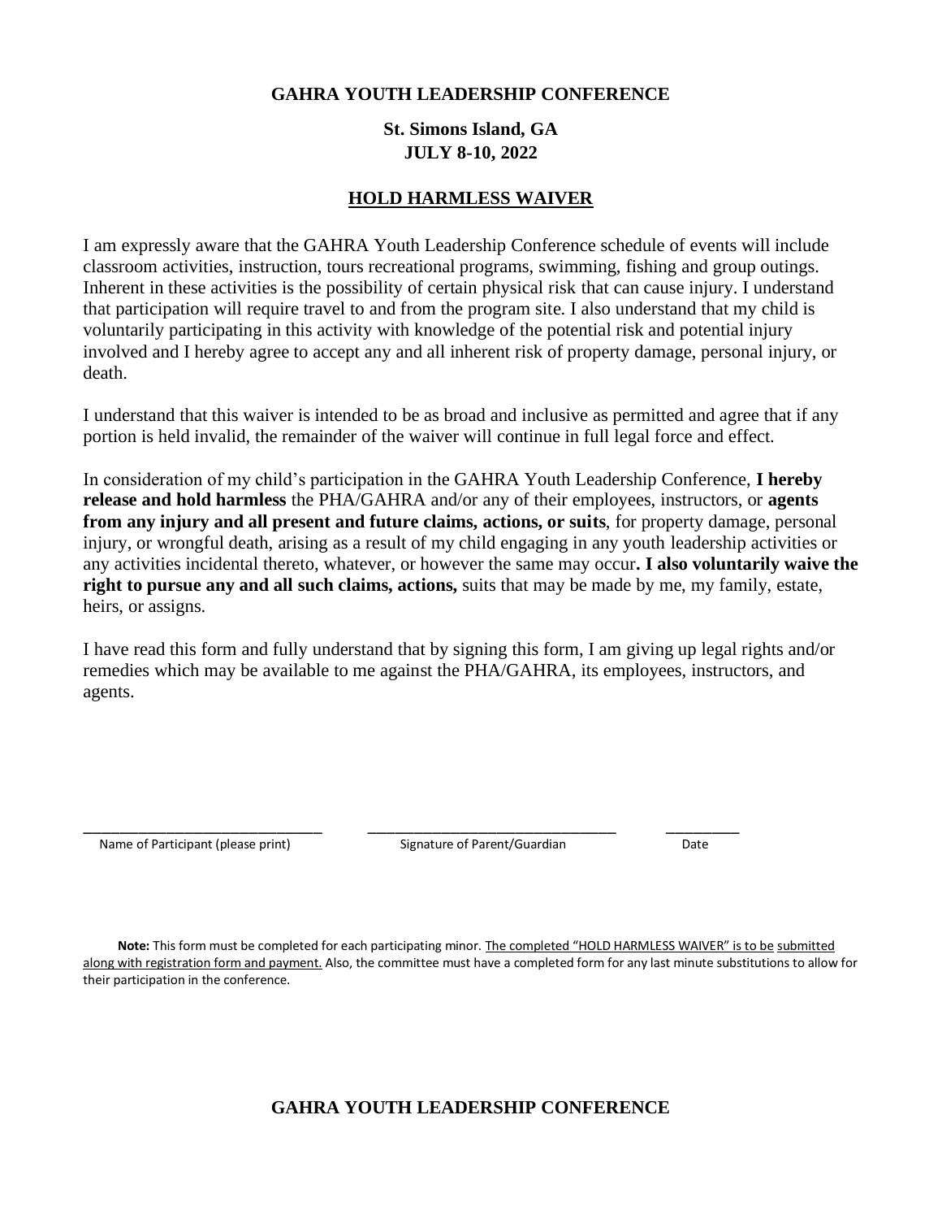**GAHRA YOUTH LEADERSHIP CONFERENCE**

**St. Simons Island, GA**
**JULY 8-10, 2022**

## HOLD HARMLESS WAIVER

I am expressly aware that the GAHRA Youth Leadership Conference schedule of events will include classroom activities, instruction, tours recreational programs, swimming, fishing and group outings. Inherent in these activities is the possibility of certain physical risk that can cause injury. I understand that participation will require travel to and from the program site. I also understand that my child is voluntarily participating in this activity with knowledge of the potential risk and potential injury involved and I hereby agree to accept any and all inherent risk of property damage, personal injury, or death.

I understand that this waiver is intended to be as broad and inclusive as permitted and agree that if any portion is held invalid, the remainder of the waiver will continue in full legal force and effect.

In consideration of my child's participation in the GAHRA Youth Leadership Conference, **I hereby release and hold harmless** the PHA/GAHRA and/or any of their employees, instructors, or **agents from any injury and all present and future claims, actions, or suits**, for property damage, personal injury, or wrongful death, arising as a result of my child engaging in any youth leadership activities or any activities incidental thereto, whatever, or however the same may occur**. I also voluntarily waive the right to pursue any and all such claims, actions,** suits that may be made by me, my family, estate, heirs, or assigns.

I have read this form and fully understand that by signing this form, I am giving up legal rights and/or remedies which may be available to me against the PHA/GAHRA, its employees, instructors, and agents.

______________________________ ________________________________ _________

Name of Participant (please print) Signature of Parent/Guardian Date

**Note:** This form must be completed for each participating minor. The completed "HOLD HARMLESS WAIVER" is to be submitted along with registration form and payment. Also, the committee must have a completed form for any last minute substitutions to allow for their participation in the conference.

**GAHRA YOUTH LEADERSHIP CONFERENCE**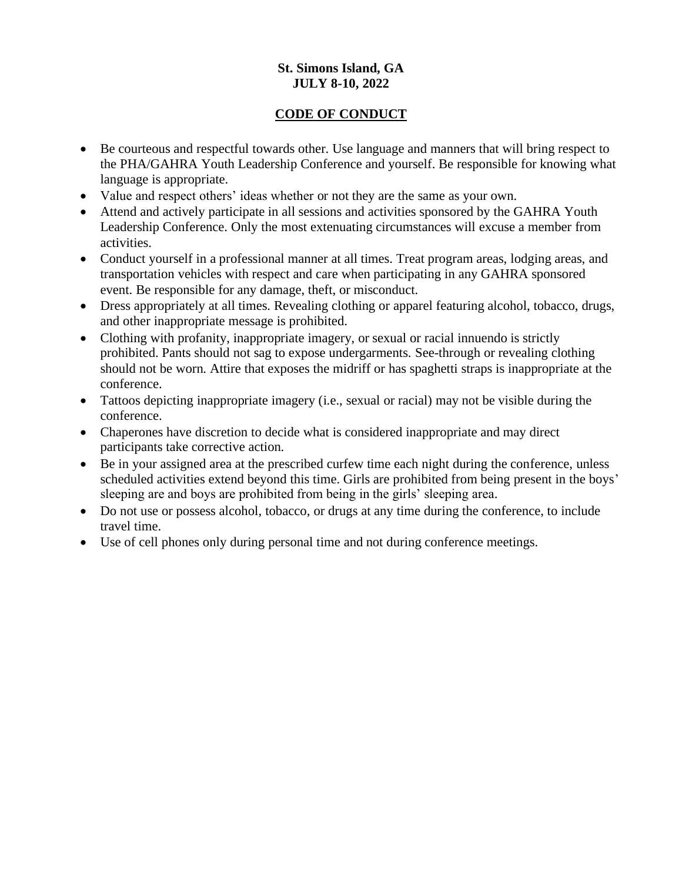**St. Simons Island, GA**
**JULY 8-10, 2022**

## CODE OF CONDUCT

- Be courteous and respectful towards other. Use language and manners that will bring respect to the PHA/GAHRA Youth Leadership Conference and yourself. Be responsible for knowing what language is appropriate.
- Value and respect others' ideas whether or not they are the same as your own.
- Attend and actively participate in all sessions and activities sponsored by the GAHRA Youth Leadership Conference. Only the most extenuating circumstances will excuse a member from activities.
- Conduct yourself in a professional manner at all times. Treat program areas, lodging areas, and transportation vehicles with respect and care when participating in any GAHRA sponsored event. Be responsible for any damage, theft, or misconduct.
- Dress appropriately at all times. Revealing clothing or apparel featuring alcohol, tobacco, drugs, and other inappropriate message is prohibited.
- Clothing with profanity, inappropriate imagery, or sexual or racial innuendo is strictly prohibited. Pants should not sag to expose undergarments. See-through or revealing clothing should not be worn. Attire that exposes the midriff or has spaghetti straps is inappropriate at the conference.
- Tattoos depicting inappropriate imagery (i.e., sexual or racial) may not be visible during the conference.
- Chaperones have discretion to decide what is considered inappropriate and may direct participants take corrective action.
- Be in your assigned area at the prescribed curfew time each night during the conference, unless scheduled activities extend beyond this time. Girls are prohibited from being present in the boys' sleeping are and boys are prohibited from being in the girls' sleeping area.
- Do not use or possess alcohol, tobacco, or drugs at any time during the conference, to include travel time.
- Use of cell phones only during personal time and not during conference meetings.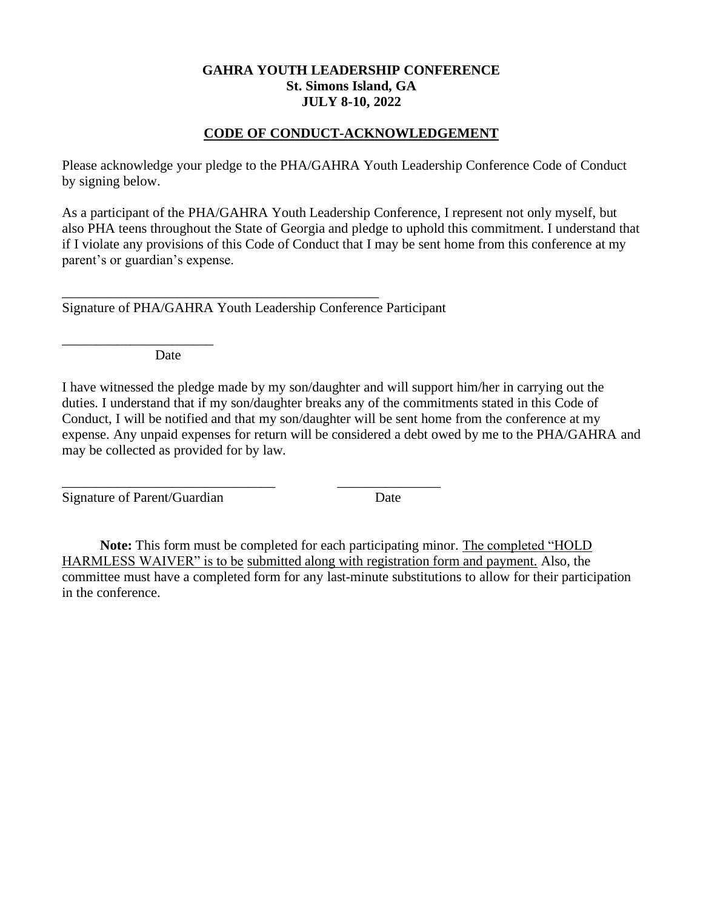**GAHRA YOUTH LEADERSHIP CONFERENCE**
**St. Simons Island, GA**
**JULY 8-10, 2022**

**CODE OF CONDUCT-ACKNOWLEDGEMENT**

Please acknowledge your pledge to the PHA/GAHRA Youth Leadership Conference Code of Conduct by signing below.

As a participant of the PHA/GAHRA Youth Leadership Conference, I represent not only myself, but also PHA teens throughout the State of Georgia and pledge to uphold this commitment. I understand that if I violate any provisions of this Code of Conduct that I may be sent home from this conference at my parent's or guardian's expense.

_______________________________________________
Signature of PHA/GAHRA Youth Leadership Conference Participant

______________________
Date

I have witnessed the pledge made by my son/daughter and will support him/her in carrying out the duties. I understand that if my son/daughter breaks any of the commitments stated in this Code of Conduct, I will be notified and that my son/daughter will be sent home from the conference at my expense. Any unpaid expenses for return will be considered a debt owed by me to the PHA/GAHRA and may be collected as provided for by law.

_______________________________ _______________
Signature of Parent/Guardian Date

**Note:** This form must be completed for each participating minor. The completed "HOLD HARMLESS WAIVER" is to be submitted along with registration form and payment. Also, the committee must have a completed form for any last-minute substitutions to allow for their participation in the conference.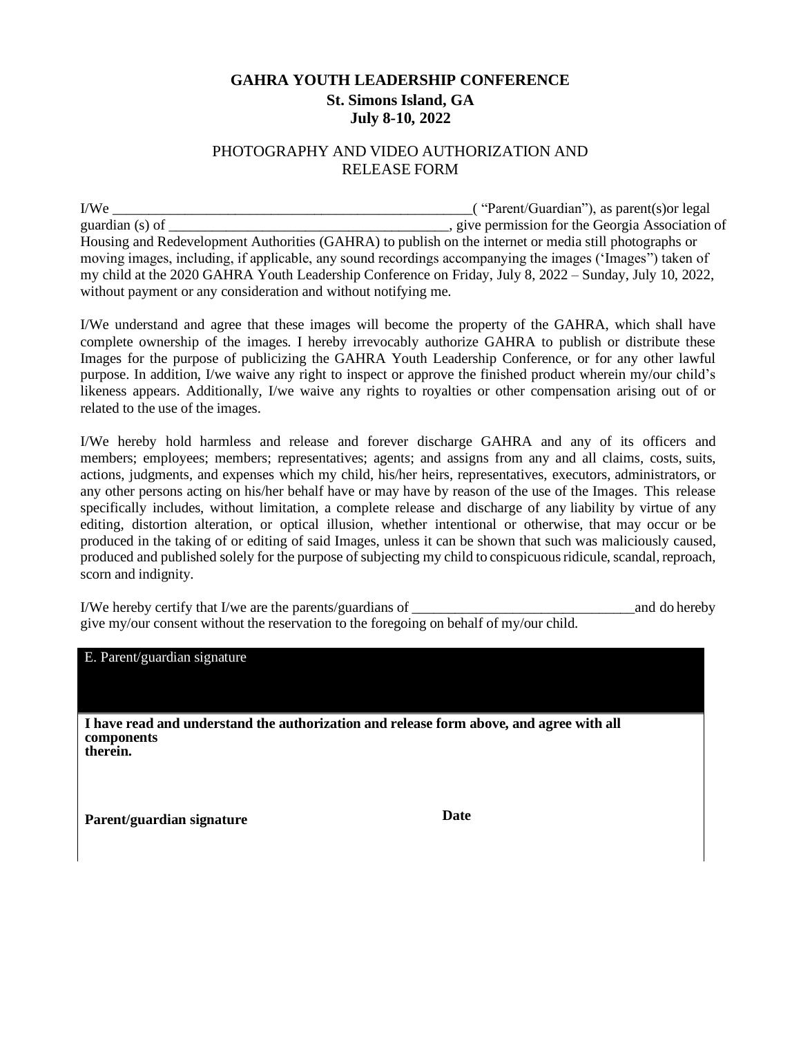# GAHRA YOUTH LEADERSHIP CONFERENCE

**St. Simons Island, GA**

**July 8-10, 2022**

## PHOTOGRAPHY AND VIDEO AUTHORIZATION AND RELEASE FORM

I/We _____________________________________________________( "Parent/Guardian"), as parent(s)or legal guardian (s) of ________________________________________, give permission for the Georgia Association of Housing and Redevelopment Authorities (GAHRA) to publish on the internet or media still photographs or moving images, including, if applicable, any sound recordings accompanying the images ('Images") taken of my child at the 2020 GAHRA Youth Leadership Conference on Friday, July 8, 2022 – Sunday, July 10, 2022, without payment or any consideration and without notifying me.

I/We understand and agree that these images will become the property of the GAHRA, which shall have complete ownership of the images. I hereby irrevocably authorize GAHRA to publish or distribute these Images for the purpose of publicizing the GAHRA Youth Leadership Conference, or for any other lawful purpose. In addition, I/we waive any right to inspect or approve the finished product wherein my/our child's likeness appears. Additionally, I/we waive any rights to royalties or other compensation arising out of or related to the use of the images.

I/We hereby hold harmless and release and forever discharge GAHRA and any of its officers and members; employees; members; representatives; agents; and assigns from any and all claims, costs, suits, actions, judgments, and expenses which my child, his/her heirs, representatives, executors, administrators, or any other persons acting on his/her behalf have or may have by reason of the use of the Images. This release specifically includes, without limitation, a complete release and discharge of any liability by virtue of any editing, distortion alteration, or optical illusion, whether intentional or otherwise, that may occur or be produced in the taking of or editing of said Images, unless it can be shown that such was maliciously caused, produced and published solely for the purpose of subjecting my child to conspicuous ridicule, scandal, reproach, scorn and indignity.

I/We hereby certify that I/we are the parents/guardians of _______________________________and do hereby give my/our consent without the reservation to the foregoing on behalf of my/our child.

| E. Parent/guardian signature | |
|---|---|
| **I have read and understand the authorization and release form above, and agree with all components therein.** | |
| **Parent/guardian signature** | **Date** |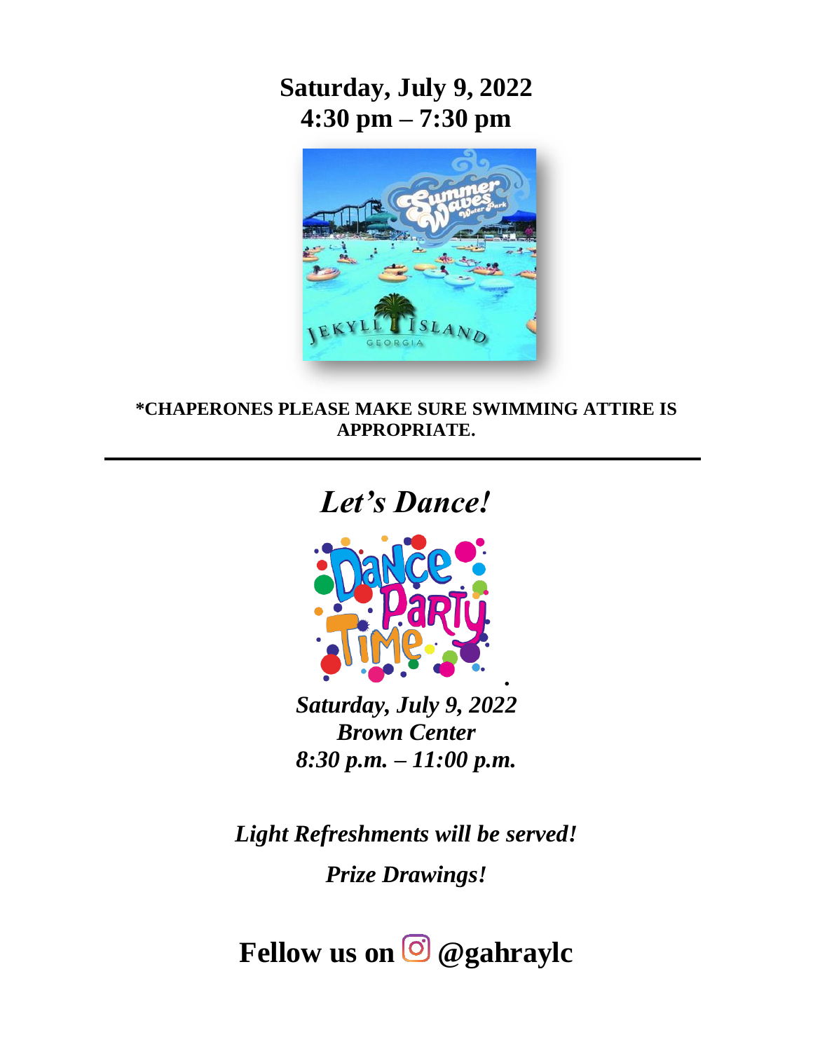**Saturday, July 9, 2022**
**4:30 pm – 7:30 pm**

**\*CHAPERONES PLEASE MAKE SURE SWIMMING ATTIRE IS APPROPRIATE.**

---

## *Let's Dance!*

***Saturday, July 9, 2022***
***Brown Center***
***8:30 p.m. – 11:00 p.m.***

***Light Refreshments will be served!***

***Prize Drawings!***

## Fellow us on @gahraylc